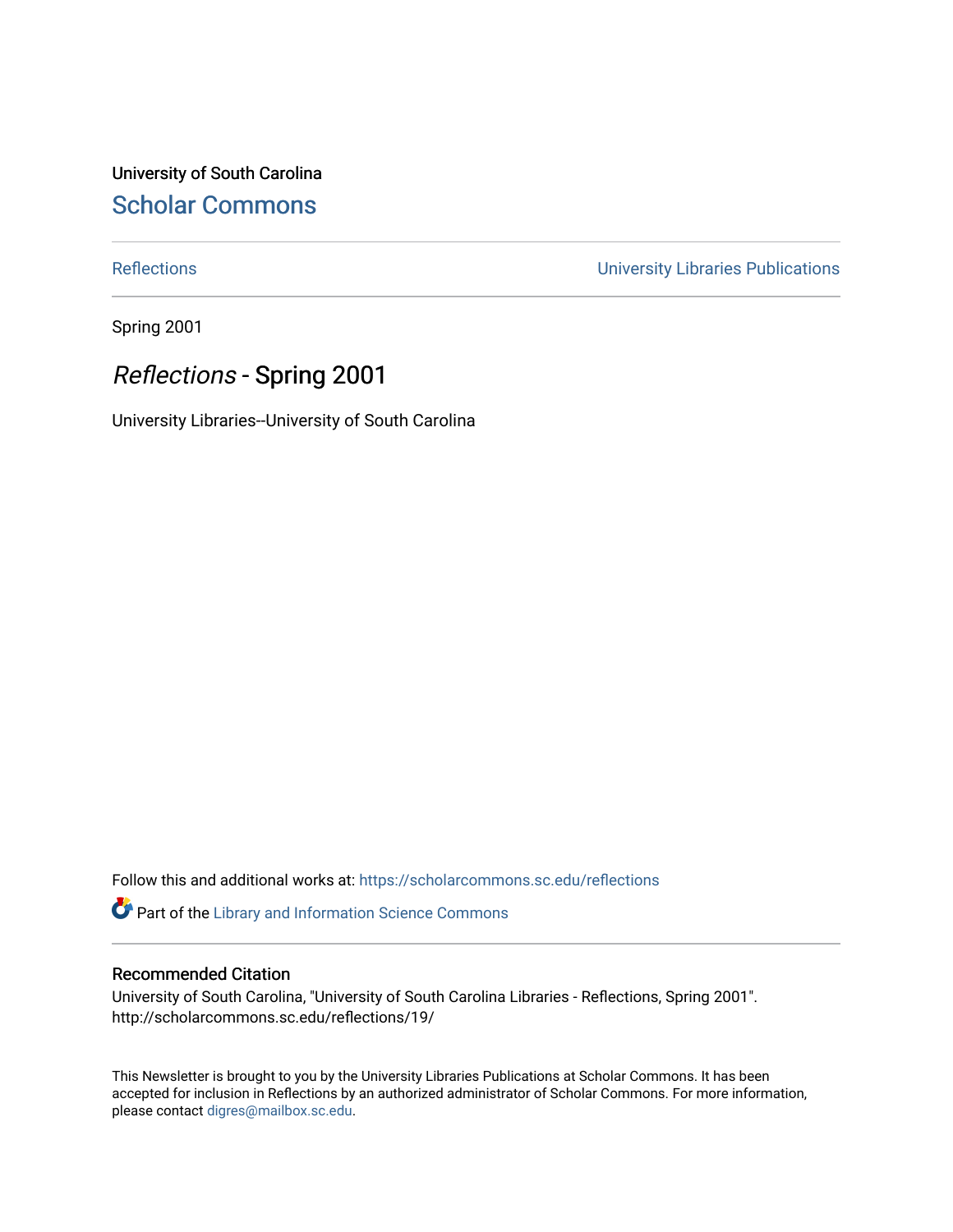University of South Carolina

## Scholar Commons

Reflections | University Libraries Publications

Spring 2001

# *Reflections* - Spring 2001

University Libraries--University of South Carolina

Follow this and additional works at: https://scholarcommons.sc.edu/reflections

Part of the Library and Information Science Commons

### Recommended Citation

University of South Carolina, "University of South Carolina Libraries - Reflections, Spring 2001". http://scholarcommons.sc.edu/reflections/19/

This Newsletter is brought to you by the University Libraries Publications at Scholar Commons. It has been accepted for inclusion in Reflections by an authorized administrator of Scholar Commons. For more information, please contact digres@mailbox.sc.edu.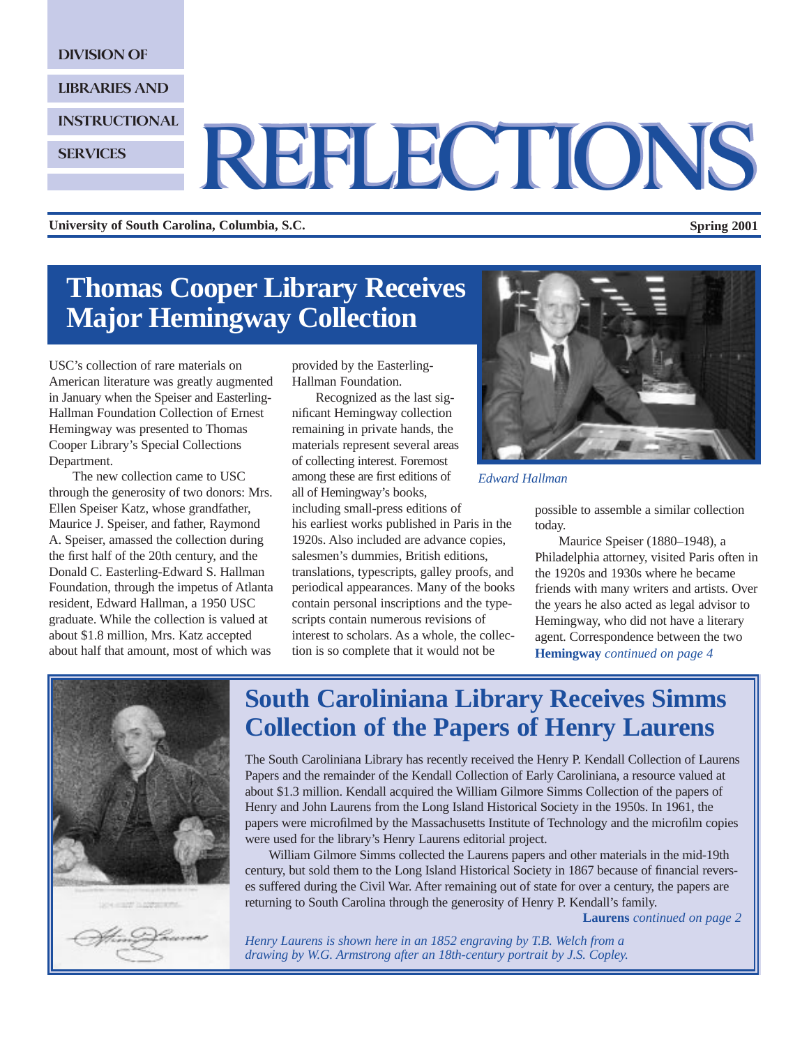DIVISION OF LIBRARIES AND INSTRUCTIONAL SERVICES

# REFLECTIONS

**University of South Carolina, Columbia, S.C.** **Spring 2001**

## Thomas Cooper Library Receives Major Hemingway Collection

USC's collection of rare materials on American literature was greatly augmented in January when the Speiser and Easterling-Hallman Foundation Collection of Ernest Hemingway was presented to Thomas Cooper Library's Special Collections Department.

The new collection came to USC through the generosity of two donors: Mrs. Ellen Speiser Katz, whose grandfather, Maurice J. Speiser, and father, Raymond A. Speiser, amassed the collection during the first half of the 20th century, and the Donald C. Easterling-Edward S. Hallman Foundation, through the impetus of Atlanta resident, Edward Hallman, a 1950 USC graduate. While the collection is valued at about $1.8 million, Mrs. Katz accepted about half that amount, most of which was provided by the Easterling-Hallman Foundation.

Recognized as the last significant Hemingway collection remaining in private hands, the materials represent several areas of collecting interest. Foremost among these are first editions of all of Hemingway's books, including small-press editions of his earliest works published in Paris in the 1920s. Also included are advance copies, salesmen's dummies, British editions, translations, typescripts, galley proofs, and periodical appearances. Many of the books contain personal inscriptions and the typescripts contain numerous revisions of interest to scholars. As a whole, the collection is so complete that it would not be possible to assemble a similar collection today.

*Edward Hallman*

Maurice Speiser (1880–1948), a Philadelphia attorney, visited Paris often in the 1920s and 1930s where he became friends with many writers and artists. Over the years he also acted as legal advisor to Hemingway, who did not have a literary agent. Correspondence between the two

**Hemingway** *continued on page 4*

## South Caroliniana Library Receives Simms Collection of the Papers of Henry Laurens

The South Caroliniana Library has recently received the Henry P. Kendall Collection of Laurens Papers and the remainder of the Kendall Collection of Early Caroliniana, a resource valued at about $1.3 million. Kendall acquired the William Gilmore Simms Collection of the papers of Henry and John Laurens from the Long Island Historical Society in the 1950s. In 1961, the papers were microfilmed by the Massachusetts Institute of Technology and the microfilm copies were used for the library's Henry Laurens editorial project.

William Gilmore Simms collected the Laurens papers and other materials in the mid-19th century, but sold them to the Long Island Historical Society in 1867 because of financial reverses suffered during the Civil War. After remaining out of state for over a century, the papers are returning to South Carolina through the generosity of Henry P. Kendall's family.

**Laurens** *continued on page 2*

*Henry Laurens is shown here in an 1852 engraving by T.B. Welch from a drawing by W.G. Armstrong after an 18th-century portrait by J.S. Copley.*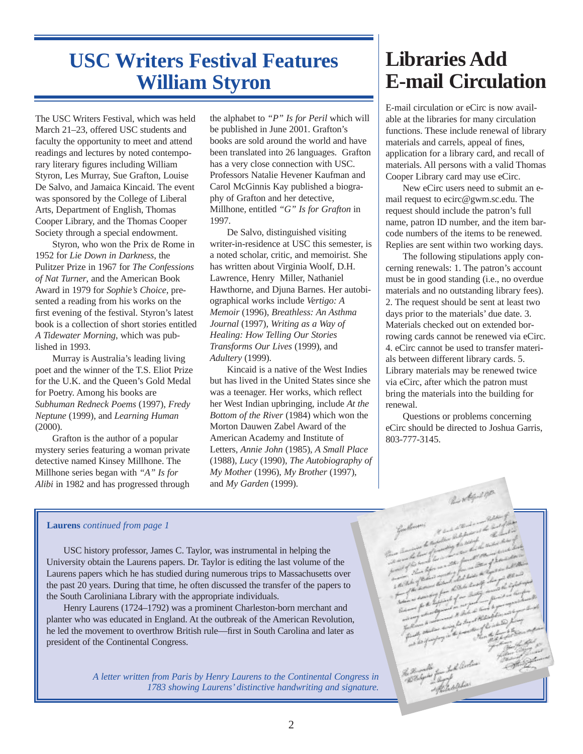# USC Writers Festival Features William Styron

The USC Writers Festival, which was held March 21–23, offered USC students and faculty the opportunity to meet and attend readings and lectures by noted contemporary literary figures including William Styron, Les Murray, Sue Grafton, Louise De Salvo, and Jamaica Kincaid. The event was sponsored by the College of Liberal Arts, Department of English, Thomas Cooper Library, and the Thomas Cooper Society through a special endowment.

Styron, who won the Prix de Rome in 1952 for *Lie Down in Darkness*, the Pulitzer Prize in 1967 for *The Confessions of Nat Turner*, and the American Book Award in 1979 for *Sophie's Choice*, presented a reading from his works on the first evening of the festival. Styron's latest book is a collection of short stories entitled *A Tidewater Morning*, which was published in 1993.

Murray is Australia's leading living poet and the winner of the T.S. Eliot Prize for the U.K. and the Queen's Gold Medal for Poetry. Among his books are *Subhuman Redneck Poems* (1997), *Fredy Neptune* (1999), and *Learning Human* (2000).

Grafton is the author of a popular mystery series featuring a woman private detective named Kinsey Millhone. The Millhone series began with *"A" Is for Alibi* in 1982 and has progressed through the alphabet to *"P" Is for Peril* which will be published in June 2001. Grafton's books are sold around the world and have been translated into 26 languages. Grafton has a very close connection with USC. Professors Natalie Hevener Kaufman and Carol McGinnis Kay published a biography of Grafton and her detective, Millhone, entitled *"G" Is for Grafton* in 1997.

De Salvo, distinguished visiting writer-in-residence at USC this semester, is a noted scholar, critic, and memoirist. She has written about Virginia Woolf, D.H. Lawrence, Henry Miller, Nathaniel Hawthorne, and Djuna Barnes. Her autobiographical works include *Vertigo: A Memoir* (1996), *Breathless: An Asthma Journal* (1997), *Writing as a Way of Healing: How Telling Our Stories Transforms Our Lives* (1999), and *Adultery* (1999).

Kincaid is a native of the West Indies but has lived in the United States since she was a teenager. Her works, which reflect her West Indian upbringing, include *At the Bottom of the River* (1984) which won the Morton Dauwen Zabel Award of the American Academy and Institute of Letters, *Annie John* (1985), *A Small Place* (1988), *Lucy* (1990), *The Autobiography of My Mother* (1996), *My Brother* (1997), and *My Garden* (1999).

# Libraries Add E-mail Circulation

E-mail circulation or eCirc is now available at the libraries for many circulation functions. These include renewal of library materials and carrels, appeal of fines, application for a library card, and recall of materials. All persons with a valid Thomas Cooper Library card may use eCirc.

New eCirc users need to submit an e-mail request to ecirc@gwm.sc.edu. The request should include the patron's full name, patron ID number, and the item barcode numbers of the items to be renewed. Replies are sent within two working days.

The following stipulations apply concerning renewals: 1. The patron's account must be in good standing (i.e., no overdue materials and no outstanding library fees). 2. The request should be sent at least two days prior to the materials' due date. 3. Materials checked out on extended borrowing cards cannot be renewed via eCirc. 4. eCirc cannot be used to transfer materials between different library cards. 5. Library materials may be renewed twice via eCirc, after which the patron must bring the materials into the building for renewal.

Questions or problems concerning eCirc should be directed to Joshua Garris, 803-777-3145.

**Laurens** *continued from page 1*

USC history professor, James C. Taylor, was instrumental in helping the University obtain the Laurens papers. Dr. Taylor is editing the last volume of the Laurens papers which he has studied during numerous trips to Massachusetts over the past 20 years. During that time, he often discussed the transfer of the papers to the South Caroliniana Library with the appropriate individuals.

Henry Laurens (1724–1792) was a prominent Charleston-born merchant and planter who was educated in England. At the outbreak of the American Revolution, he led the movement to overthrow British rule—first in South Carolina and later as president of the Continental Congress.

*A letter written from Paris by Henry Laurens to the Continental Congress in 1783 showing Laurens' distinctive handwriting and signature.*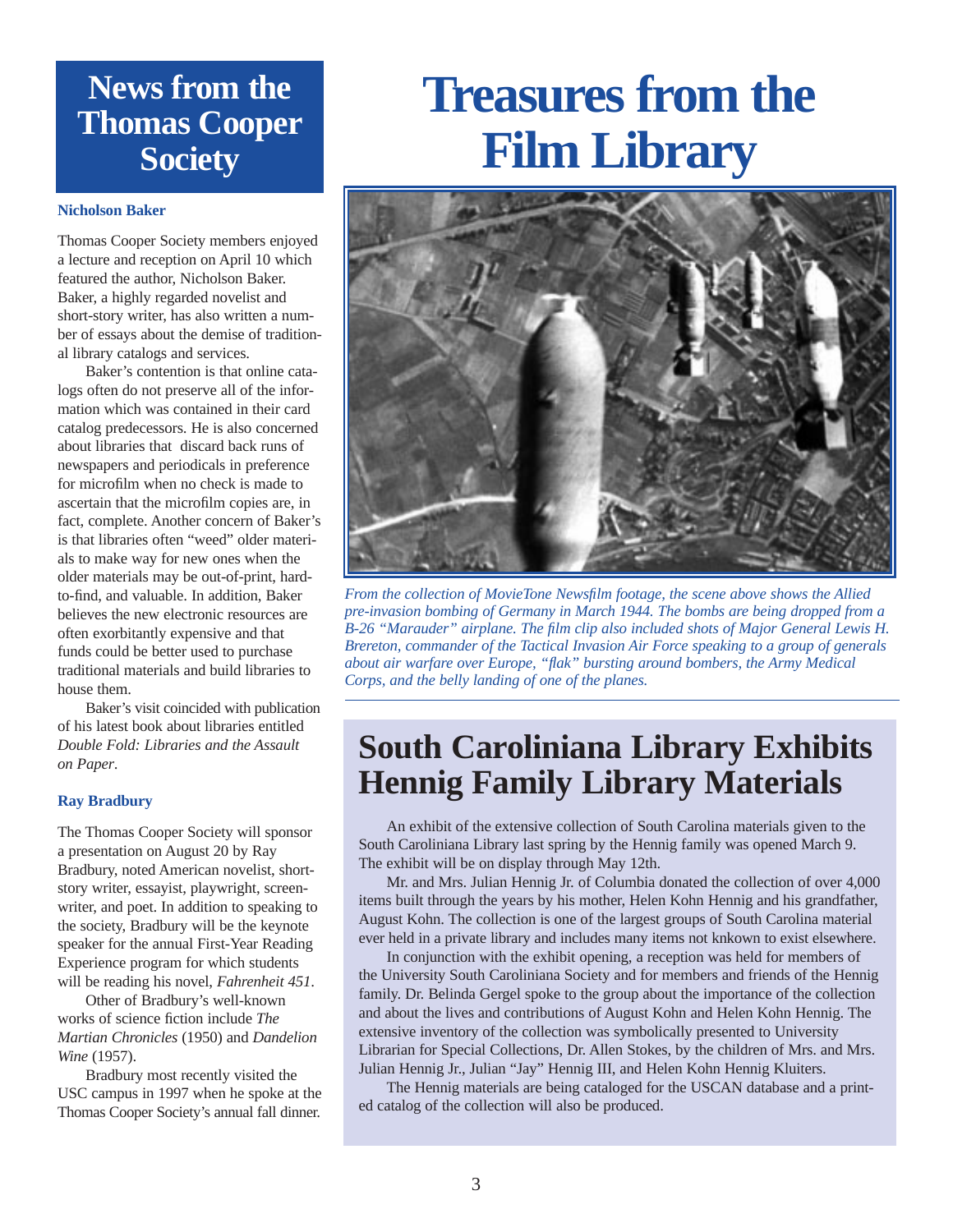# News from the Thomas Cooper Society

### Nicholson Baker

Thomas Cooper Society members enjoyed a lecture and reception on April 10 which featured the author, Nicholson Baker. Baker, a highly regarded novelist and short-story writer, has also written a number of essays about the demise of traditional library catalogs and services.

Baker's contention is that online catalogs often do not preserve all of the information which was contained in their card catalog predecessors. He is also concerned about libraries that discard back runs of newspapers and periodicals in preference for microfilm when no check is made to ascertain that the microfilm copies are, in fact, complete. Another concern of Baker's is that libraries often "weed" older materials to make way for new ones when the older materials may be out-of-print, hard-to-find, and valuable. In addition, Baker believes the new electronic resources are often exorbitantly expensive and that funds could be better used to purchase traditional materials and build libraries to house them.

Baker's visit coincided with publication of his latest book about libraries entitled *Double Fold: Libraries and the Assault on Paper*.

### Ray Bradbury

The Thomas Cooper Society will sponsor a presentation on August 20 by Ray Bradbury, noted American novelist, short-story writer, essayist, playwright, screenwriter, and poet. In addition to speaking to the society, Bradbury will be the keynote speaker for the annual First-Year Reading Experience program for which students will be reading his novel, *Fahrenheit 451*.

Other of Bradbury's well-known works of science fiction include *The Martian Chronicles* (1950) and *Dandelion Wine* (1957).

Bradbury most recently visited the USC campus in 1997 when he spoke at the Thomas Cooper Society's annual fall dinner.

# Treasures from the Film Library

*From the collection of MovieTone Newsfilm footage, the scene above shows the Allied pre-invasion bombing of Germany in March 1944. The bombs are being dropped from a B-26 "Marauder" airplane. The film clip also included shots of Major General Lewis H. Brereton, commander of the Tactical Invasion Air Force speaking to a group of generals about air warfare over Europe, "flak" bursting around bombers, the Army Medical Corps, and the belly landing of one of the planes.*

# South Caroliniana Library Exhibits Hennig Family Library Materials

An exhibit of the extensive collection of South Carolina materials given to the South Caroliniana Library last spring by the Hennig family was opened March 9. The exhibit will be on display through May 12th.

Mr. and Mrs. Julian Hennig Jr. of Columbia donated the collection of over 4,000 items built through the years by his mother, Helen Kohn Hennig and his grandfather, August Kohn. The collection is one of the largest groups of South Carolina material ever held in a private library and includes many items not knkown to exist elsewhere.

In conjunction with the exhibit opening, a reception was held for members of the University South Caroliniana Society and for members and friends of the Hennig family. Dr. Belinda Gergel spoke to the group about the importance of the collection and about the lives and contributions of August Kohn and Helen Kohn Hennig. The extensive inventory of the collection was symbolically presented to University Librarian for Special Collections, Dr. Allen Stokes, by the children of Mrs. and Mrs. Julian Hennig Jr., Julian "Jay" Hennig III, and Helen Kohn Hennig Kluiters.

The Hennig materials are being cataloged for the USCAN database and a printed catalog of the collection will also be produced.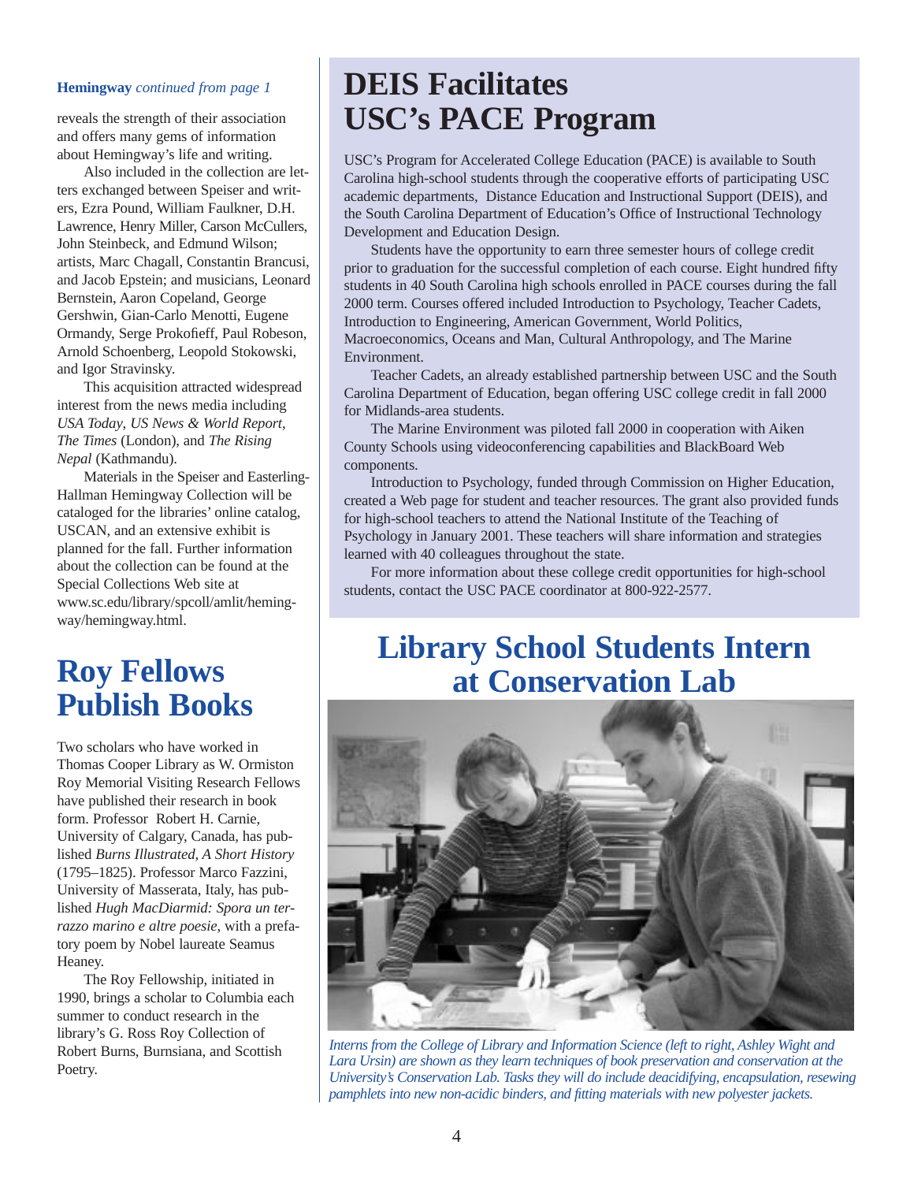**Hemingway** *continued from page 1*

reveals the strength of their association and offers many gems of information about Hemingway's life and writing.

Also included in the collection are letters exchanged between Speiser and writers, Ezra Pound, William Faulkner, D.H. Lawrence, Henry Miller, Carson McCullers, John Steinbeck, and Edmund Wilson; artists, Marc Chagall, Constantin Brancusi, and Jacob Epstein; and musicians, Leonard Bernstein, Aaron Copeland, George Gershwin, Gian-Carlo Menotti, Eugene Ormandy, Serge Prokofieff, Paul Robeson, Arnold Schoenberg, Leopold Stokowski, and Igor Stravinsky.

This acquisition attracted widespread interest from the news media including *USA Today*, *US News & World Report*, *The Times* (London), and *The Rising Nepal* (Kathmandu).

Materials in the Speiser and Easterling-Hallman Hemingway Collection will be cataloged for the libraries' online catalog, USCAN, and an extensive exhibit is planned for the fall. Further information about the collection can be found at the Special Collections Web site at www.sc.edu/library/spcoll/amlit/hemingway/hemingway.html.

# Roy Fellows Publish Books

Two scholars who have worked in Thomas Cooper Library as W. Ormiston Roy Memorial Visiting Research Fellows have published their research in book form. Professor Robert H. Carnie, University of Calgary, Canada, has published *Burns Illustrated, A Short History* (1795–1825). Professor Marco Fazzini, University of Masserata, Italy, has published *Hugh MacDiarmid: Spora un terrazzo marino e altre poesie*, with a prefatory poem by Nobel laureate Seamus Heaney.

The Roy Fellowship, initiated in 1990, brings a scholar to Columbia each summer to conduct research in the library's G. Ross Roy Collection of Robert Burns, Burnsiana, and Scottish Poetry.

# DEIS Facilitates USC's PACE Program

USC's Program for Accelerated College Education (PACE) is available to South Carolina high-school students through the cooperative efforts of participating USC academic departments, Distance Education and Instructional Support (DEIS), and the South Carolina Department of Education's Office of Instructional Technology Development and Education Design.

Students have the opportunity to earn three semester hours of college credit prior to graduation for the successful completion of each course. Eight hundred fifty students in 40 South Carolina high schools enrolled in PACE courses during the fall 2000 term. Courses offered included Introduction to Psychology, Teacher Cadets, Introduction to Engineering, American Government, World Politics, Macroeconomics, Oceans and Man, Cultural Anthropology, and The Marine Environment.

Teacher Cadets, an already established partnership between USC and the South Carolina Department of Education, began offering USC college credit in fall 2000 for Midlands-area students.

The Marine Environment was piloted fall 2000 in cooperation with Aiken County Schools using videoconferencing capabilities and BlackBoard Web components.

Introduction to Psychology, funded through Commission on Higher Education, created a Web page for student and teacher resources. The grant also provided funds for high-school teachers to attend the National Institute of the Teaching of Psychology in January 2001. These teachers will share information and strategies learned with 40 colleagues throughout the state.

For more information about these college credit opportunities for high-school students, contact the USC PACE coordinator at 800-922-2577.

# Library School Students Intern at Conservation Lab

*Interns from the College of Library and Information Science (left to right, Ashley Wight and Lara Ursin) are shown as they learn techniques of book preservation and conservation at the University's Conservation Lab. Tasks they will do include deacidifying, encapsulation, resewing pamphlets into new non-acidic binders, and fitting materials with new polyester jackets.*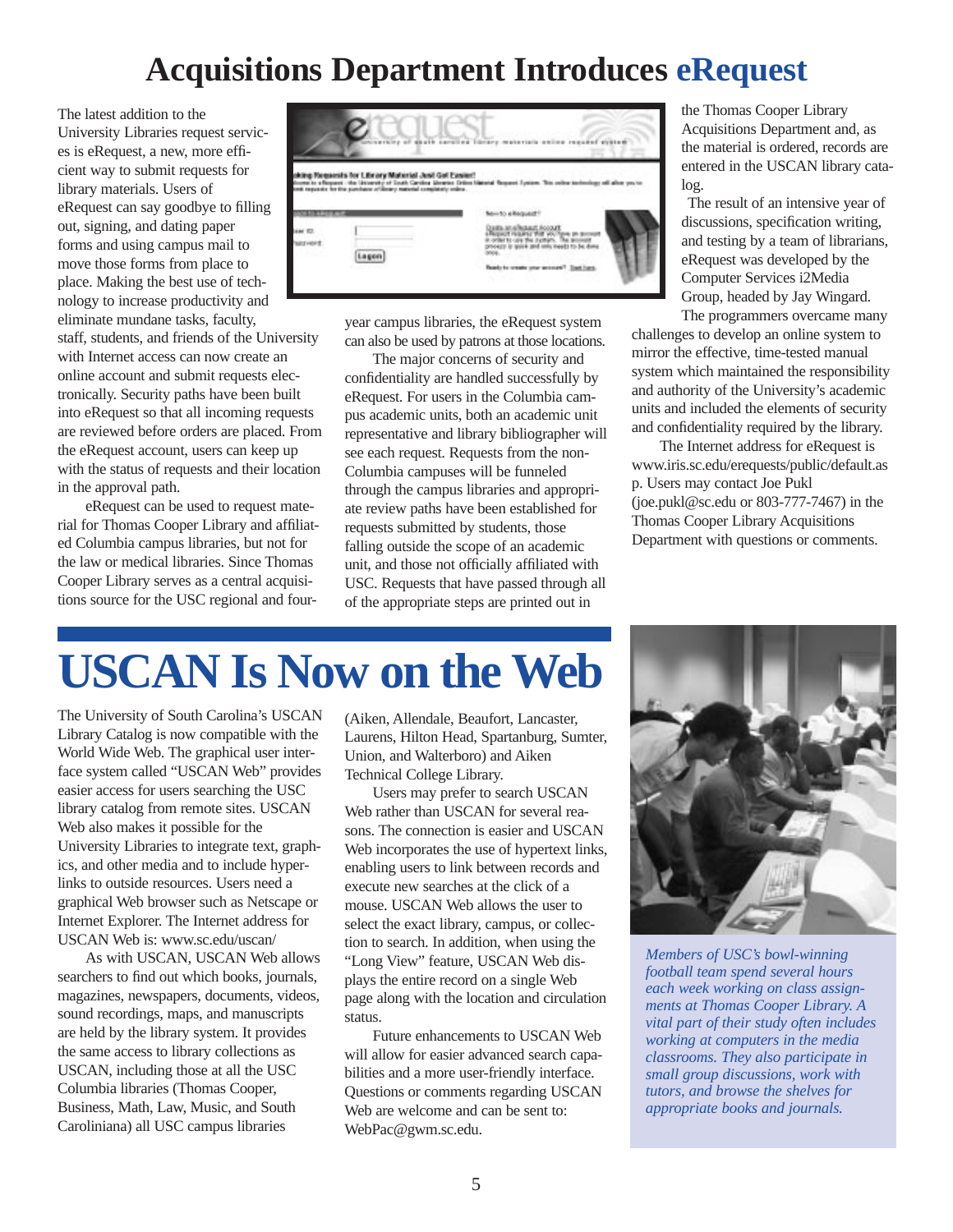# Acquisitions Department Introduces eRequest

The latest addition to the University Libraries request services is eRequest, a new, more efficient way to submit requests for library materials. Users of eRequest can say goodbye to filling out, signing, and dating paper forms and using campus mail to move those forms from place to place. Making the best use of technology to increase productivity and eliminate mundane tasks, faculty, staff, students, and friends of the University with Internet access can now create an online account and submit requests electronically. Security paths have been built into eRequest so that all incoming requests are reviewed before orders are placed. From the eRequest account, users can keep up with the status of requests and their location in the approval path.

eRequest can be used to request material for Thomas Cooper Library and affiliated Columbia campus libraries, but not for the law or medical libraries. Since Thomas Cooper Library serves as a central acquisitions source for the USC regional and four-year campus libraries, the eRequest system can also be used by patrons at those locations.

The major concerns of security and confidentiality are handled successfully by eRequest. For users in the Columbia campus academic units, both an academic unit representative and library bibliographer will see each request. Requests from the non-Columbia campuses will be funneled through the campus libraries and appropriate review paths have been established for requests submitted by students, those falling outside the scope of an academic unit, and those not officially affiliated with USC. Requests that have passed through all of the appropriate steps are printed out in the Thomas Cooper Library Acquisitions Department and, as the material is ordered, records are entered in the USCAN library catalog.

The result of an intensive year of discussions, specification writing, and testing by a team of librarians, eRequest was developed by the Computer Services i2Media Group, headed by Jay Wingard. The programmers overcame many challenges to develop an online system to mirror the effective, time-tested manual system which maintained the responsibility and authority of the University's academic units and included the elements of security and confidentiality required by the library.

The Internet address for eRequest is www.iris.sc.edu/erequests/public/default.asp. Users may contact Joe Pukl (joe.pukl@sc.edu or 803-777-7467) in the Thomas Cooper Library Acquisitions Department with questions or comments.

# USCAN Is Now on the Web

The University of South Carolina's USCAN Library Catalog is now compatible with the World Wide Web. The graphical user interface system called "USCAN Web" provides easier access for users searching the USC library catalog from remote sites. USCAN Web also makes it possible for the University Libraries to integrate text, graphics, and other media and to include hyperlinks to outside resources. Users need a graphical Web browser such as Netscape or Internet Explorer. The Internet address for USCAN Web is: www.sc.edu/uscan/

As with USCAN, USCAN Web allows searchers to find out which books, journals, magazines, newspapers, documents, videos, sound recordings, maps, and manuscripts are held by the library system. It provides the same access to library collections as USCAN, including those at all the USC Columbia libraries (Thomas Cooper, Business, Math, Law, Music, and South Caroliniana) all USC campus libraries (Aiken, Allendale, Beaufort, Lancaster, Laurens, Hilton Head, Spartanburg, Sumter, Union, and Walterboro) and Aiken Technical College Library.

Users may prefer to search USCAN Web rather than USCAN for several reasons. The connection is easier and USCAN Web incorporates the use of hypertext links, enabling users to link between records and execute new searches at the click of a mouse. USCAN Web allows the user to select the exact library, campus, or collection to search. In addition, when using the "Long View" feature, USCAN Web displays the entire record on a single Web page along with the location and circulation status.

Future enhancements to USCAN Web will allow for easier advanced search capabilities and a more user-friendly interface. Questions or comments regarding USCAN Web are welcome and can be sent to: WebPac@gwm.sc.edu.

*Members of USC's bowl-winning football team spend several hours each week working on class assignments at Thomas Cooper Library. A vital part of their study often includes working at computers in the media classrooms. They also participate in small group discussions, work with tutors, and browse the shelves for appropriate books and journals.*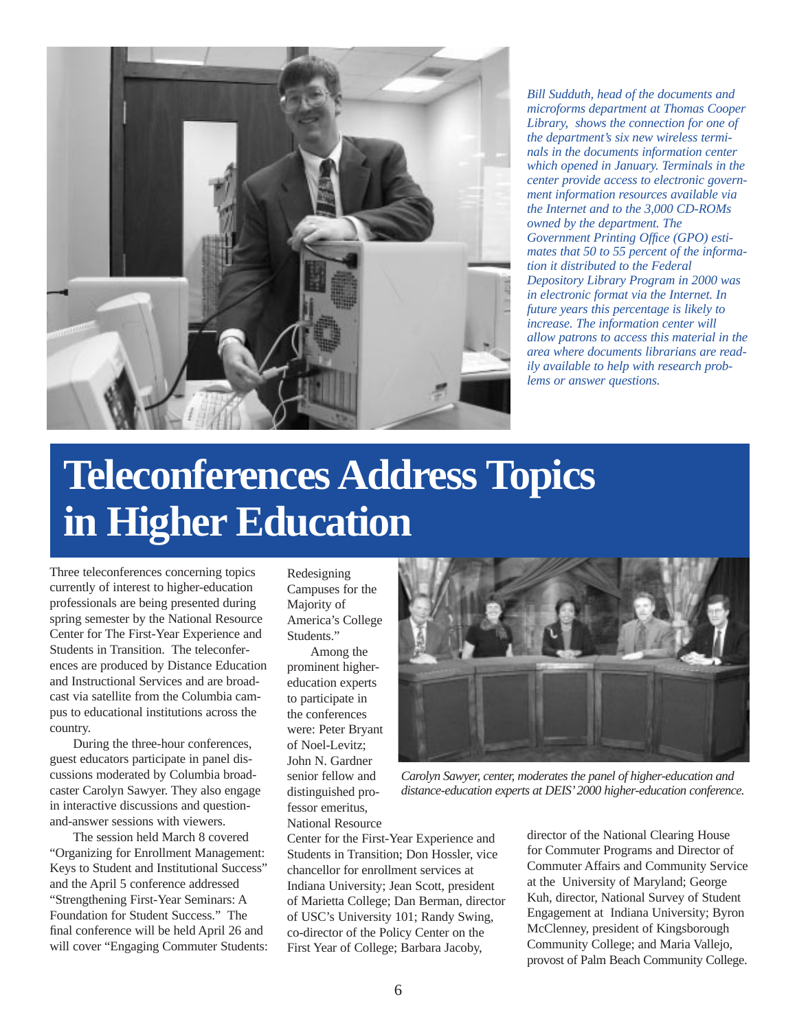*Bill Sudduth, head of the documents and microforms department at Thomas Cooper Library, shows the connection for one of the department's six new wireless terminals in the documents information center which opened in January. Terminals in the center provide access to electronic government information resources available via the Internet and to the 3,000 CD-ROMs owned by the department. The Government Printing Office (GPO) estimates that 50 to 55 percent of the information it distributed to the Federal Depository Library Program in 2000 was in electronic format via the Internet. In future years this percentage is likely to increase. The information center will allow patrons to access this material in the area where documents librarians are readily available to help with research problems or answer questions.*

# Teleconferences Address Topics in Higher Education

Three teleconferences concerning topics currently of interest to higher-education professionals are being presented during spring semester by the National Resource Center for The First-Year Experience and Students in Transition. The teleconferences are produced by Distance Education and Instructional Services and are broadcast via satellite from the Columbia campus to educational institutions across the country.

During the three-hour conferences, guest educators participate in panel discussions moderated by Columbia broadcaster Carolyn Sawyer. They also engage in interactive discussions and question-and-answer sessions with viewers.

The session held March 8 covered "Organizing for Enrollment Management: Keys to Student and Institutional Success" and the April 5 conference addressed "Strengthening First-Year Seminars: A Foundation for Student Success." The final conference will be held April 26 and will cover "Engaging Commuter Students: Redesigning Campuses for the Majority of America's College Students."

Among the prominent higher-education experts to participate in the conferences were: Peter Bryant of Noel-Levitz; John N. Gardner senior fellow and distinguished professor emeritus, National Resource Center for the First-Year Experience and Students in Transition; Don Hossler, vice chancellor for enrollment services at Indiana University; Jean Scott, president of Marietta College; Dan Berman, director of USC's University 101; Randy Swing, co-director of the Policy Center on the First Year of College; Barbara Jacoby, director of the National Clearing House for Commuter Programs and Director of Commuter Affairs and Community Service at the University of Maryland; George Kuh, director, National Survey of Student Engagement at Indiana University; Byron McClenney, president of Kingsborough Community College; and Maria Vallejo, provost of Palm Beach Community College.

*Carolyn Sawyer, center, moderates the panel of higher-education and distance-education experts at DEIS' 2000 higher-education conference.*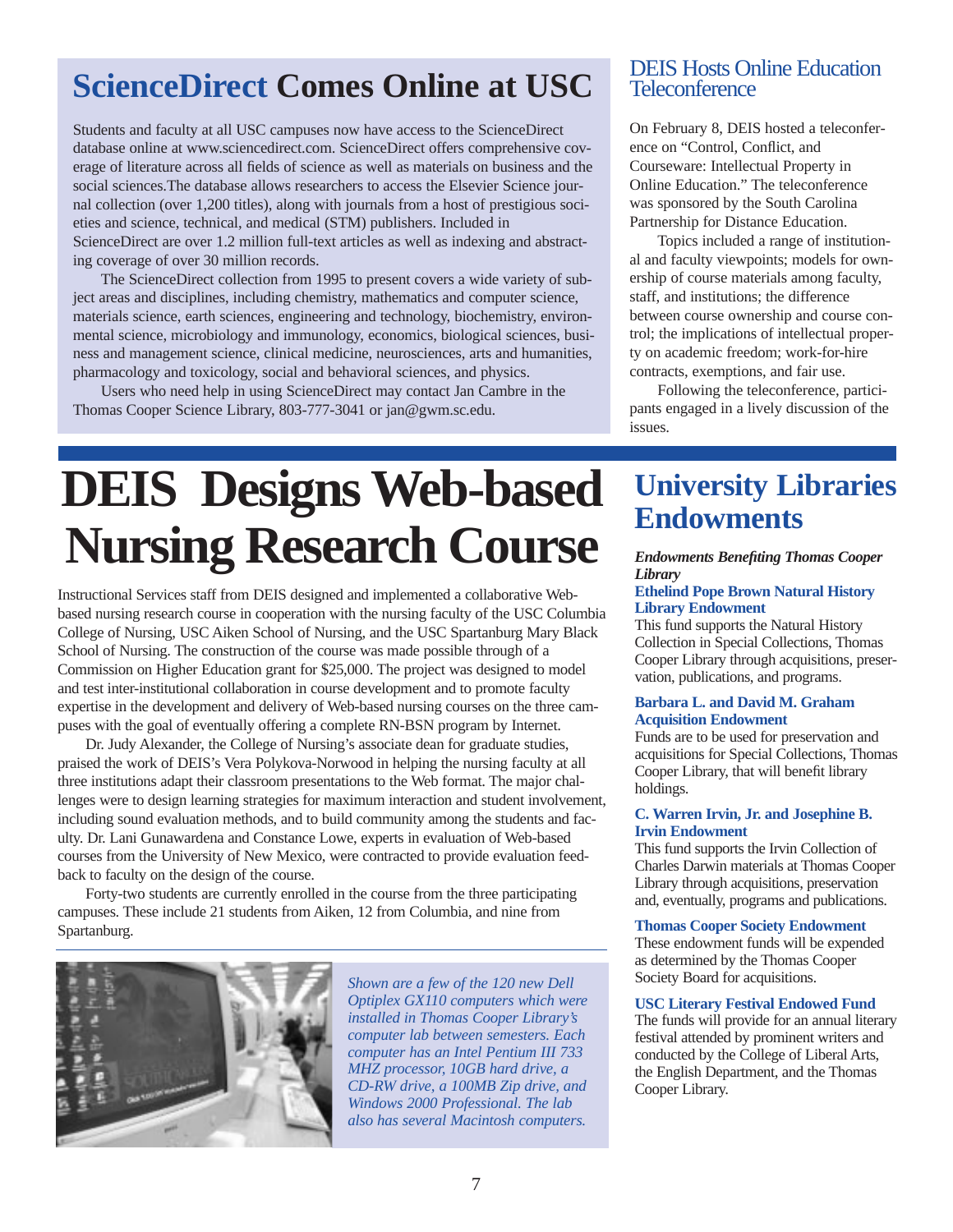## ScienceDirect Comes Online at USC

Students and faculty at all USC campuses now have access to the ScienceDirect database online at www.sciencedirect.com. ScienceDirect offers comprehensive coverage of literature across all fields of science as well as materials on business and the social sciences.The database allows researchers to access the Elsevier Science journal collection (over 1,200 titles), along with journals from a host of prestigious societies and science, technical, and medical (STM) publishers. Included in ScienceDirect are over 1.2 million full-text articles as well as indexing and abstracting coverage of over 30 million records.

The ScienceDirect collection from 1995 to present covers a wide variety of subject areas and disciplines, including chemistry, mathematics and computer science, materials science, earth sciences, engineering and technology, biochemistry, environmental science, microbiology and immunology, economics, biological sciences, business and management science, clinical medicine, neurosciences, arts and humanities, pharmacology and toxicology, social and behavioral sciences, and physics.

Users who need help in using ScienceDirect may contact Jan Cambre in the Thomas Cooper Science Library, 803-777-3041 or jan@gwm.sc.edu.

## DEIS Hosts Online Education Teleconference

On February 8, DEIS hosted a teleconference on "Control, Conflict, and Courseware: Intellectual Property in Online Education." The teleconference was sponsored by the South Carolina Partnership for Distance Education.

Topics included a range of institutional and faculty viewpoints; models for ownership of course materials among faculty, staff, and institutions; the difference between course ownership and course control; the implications of intellectual property on academic freedom; work-for-hire contracts, exemptions, and fair use.

Following the teleconference, participants engaged in a lively discussion of the issues.

# DEIS Designs Web-based Nursing Research Course

Instructional Services staff from DEIS designed and implemented a collaborative Web-based nursing research course in cooperation with the nursing faculty of the USC Columbia College of Nursing, USC Aiken School of Nursing, and the USC Spartanburg Mary Black School of Nursing. The construction of the course was made possible through of a Commission on Higher Education grant for $25,000. The project was designed to model and test inter-institutional collaboration in course development and to promote faculty expertise in the development and delivery of Web-based nursing courses on the three campuses with the goal of eventually offering a complete RN-BSN program by Internet.

Dr. Judy Alexander, the College of Nursing's associate dean for graduate studies, praised the work of DEIS's Vera Polykova-Norwood in helping the nursing faculty at all three institutions adapt their classroom presentations to the Web format. The major challenges were to design learning strategies for maximum interaction and student involvement, including sound evaluation methods, and to build community among the students and faculty. Dr. Lani Gunawardena and Constance Lowe, experts in evaluation of Web-based courses from the University of New Mexico, were contracted to provide evaluation feedback to faculty on the design of the course.

Forty-two students are currently enrolled in the course from the three participating campuses. These include 21 students from Aiken, 12 from Columbia, and nine from Spartanburg.

*Shown are a few of the 120 new Dell Optiplex GX110 computers which were installed in Thomas Cooper Library's computer lab between semesters. Each computer has an Intel Pentium III 733 MHZ processor, 10GB hard drive, a CD-RW drive, a 100MB Zip drive, and Windows 2000 Professional. The lab also has several Macintosh computers.*

## University Libraries Endowments

***Endowments Benefiting Thomas Cooper Library***

**Ethelind Pope Brown Natural History Library Endowment**

This fund supports the Natural History Collection in Special Collections, Thomas Cooper Library through acquisitions, preservation, publications, and programs.

**Barbara L. and David M. Graham Acquisition Endowment**

Funds are to be used for preservation and acquisitions for Special Collections, Thomas Cooper Library, that will benefit library holdings.

**C. Warren Irvin, Jr. and Josephine B. Irvin Endowment**

This fund supports the Irvin Collection of Charles Darwin materials at Thomas Cooper Library through acquisitions, preservation and, eventually, programs and publications.

**Thomas Cooper Society Endowment**

These endowment funds will be expended as determined by the Thomas Cooper Society Board for acquisitions.

**USC Literary Festival Endowed Fund**

The funds will provide for an annual literary festival attended by prominent writers and conducted by the College of Liberal Arts, the English Department, and the Thomas Cooper Library.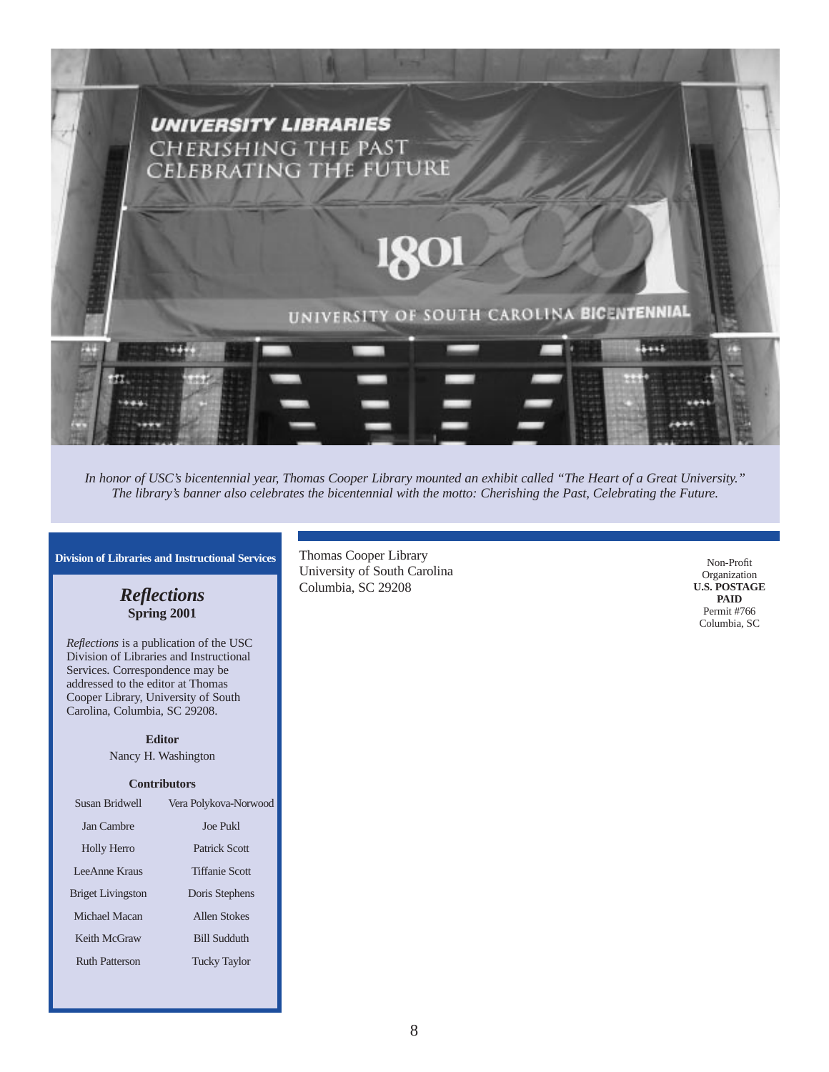*In honor of USC's bicentennial year, Thomas Cooper Library mounted an exhibit called "The Heart of a Great University." The library's banner also celebrates the bicentennial with the motto: Cherishing the Past, Celebrating the Future.*

**Division of Libraries and Instructional Services**

## *Reflections*

**Spring 2001**

*Reflections* is a publication of the USC Division of Libraries and Instructional Services. Correspondence may be addressed to the editor at Thomas Cooper Library, University of South Carolina, Columbia, SC 29208.

**Editor**

Nancy H. Washington

**Contributors**

| | |
|---|---|
| Susan Bridwell | Vera Polykova-Norwood |
| Jan Cambre | Joe Pukl |
| Holly Herro | Patrick Scott |
| LeeAnne Kraus | Tiffanie Scott |
| Briget Livingston | Doris Stephens |
| Michael Macan | Allen Stokes |
| Keith McGraw | Bill Sudduth |
| Ruth Patterson | Tucky Taylor |

Thomas Cooper Library
University of South Carolina
Columbia, SC 29208

Non-Profit
Organization
**U.S. POSTAGE**
**PAID**
Permit #766
Columbia, SC